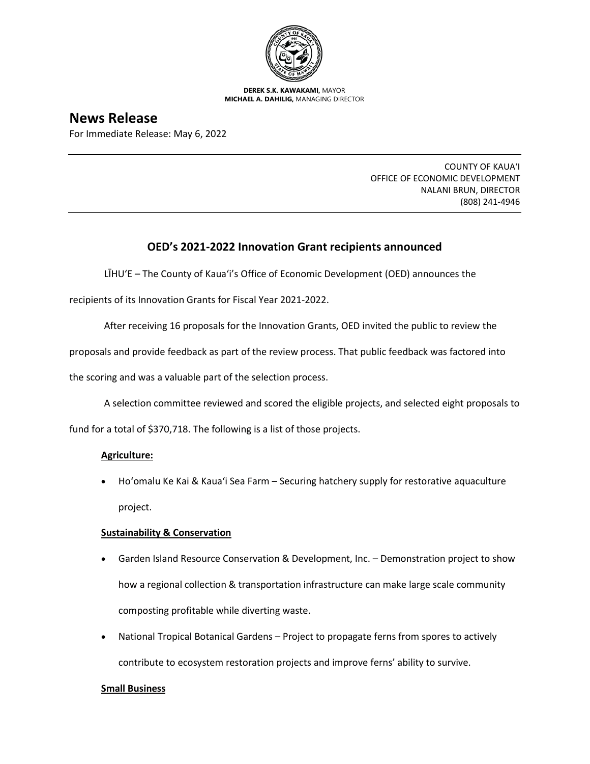**DEREK S.K. KAWAKAMI,** MAYOR
**MICHAEL A. DAHILIG,** MANAGING DIRECTOR

# News Release

For Immediate Release: May 6, 2022

COUNTY OF KAUAʻI
OFFICE OF ECONOMIC DEVELOPMENT
NALANI BRUN, DIRECTOR
(808) 241-4946

## OED's 2021-2022 Innovation Grant recipients announced

LĪHUʻE – The County of Kauaʻi's Office of Economic Development (OED) announces the recipients of its Innovation Grants for Fiscal Year 2021-2022.

After receiving 16 proposals for the Innovation Grants, OED invited the public to review the proposals and provide feedback as part of the review process. That public feedback was factored into the scoring and was a valuable part of the selection process.

A selection committee reviewed and scored the eligible projects, and selected eight proposals to fund for a total of $370,718. The following is a list of those projects.

**Agriculture:**

- Hoʻomalu Ke Kai & Kauaʻi Sea Farm – Securing hatchery supply for restorative aquaculture project.

**Sustainability & Conservation**

- Garden Island Resource Conservation & Development, Inc. – Demonstration project to show how a regional collection & transportation infrastructure can make large scale community composting profitable while diverting waste.
- National Tropical Botanical Gardens – Project to propagate ferns from spores to actively contribute to ecosystem restoration projects and improve ferns' ability to survive.

**Small Business**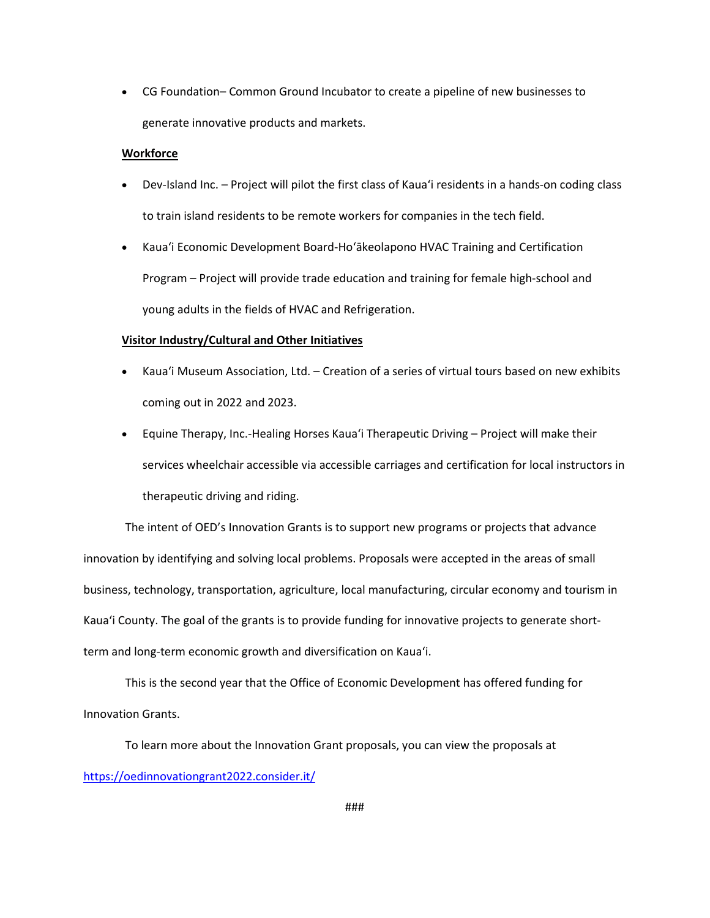- CG Foundation– Common Ground Incubator to create a pipeline of new businesses to generate innovative products and markets.

**<u>Workforce</u>**

- Dev-Island Inc. – Project will pilot the first class of Kauaʻi residents in a hands-on coding class to train island residents to be remote workers for companies in the tech field.
- Kauaʻi Economic Development Board-Hoʻākeolapono HVAC Training and Certification Program – Project will provide trade education and training for female high-school and young adults in the fields of HVAC and Refrigeration.

**<u>Visitor Industry/Cultural and Other Initiatives</u>**

- Kauaʻi Museum Association, Ltd. – Creation of a series of virtual tours based on new exhibits coming out in 2022 and 2023.
- Equine Therapy, Inc.-Healing Horses Kauaʻi Therapeutic Driving – Project will make their services wheelchair accessible via accessible carriages and certification for local instructors in therapeutic driving and riding.

The intent of OED's Innovation Grants is to support new programs or projects that advance innovation by identifying and solving local problems. Proposals were accepted in the areas of small business, technology, transportation, agriculture, local manufacturing, circular economy and tourism in Kauaʻi County. The goal of the grants is to provide funding for innovative projects to generate short-term and long-term economic growth and diversification on Kauaʻi.

This is the second year that the Office of Economic Development has offered funding for Innovation Grants.

To learn more about the Innovation Grant proposals, you can view the proposals at https://oedinnovationgrant2022.consider.it/

###